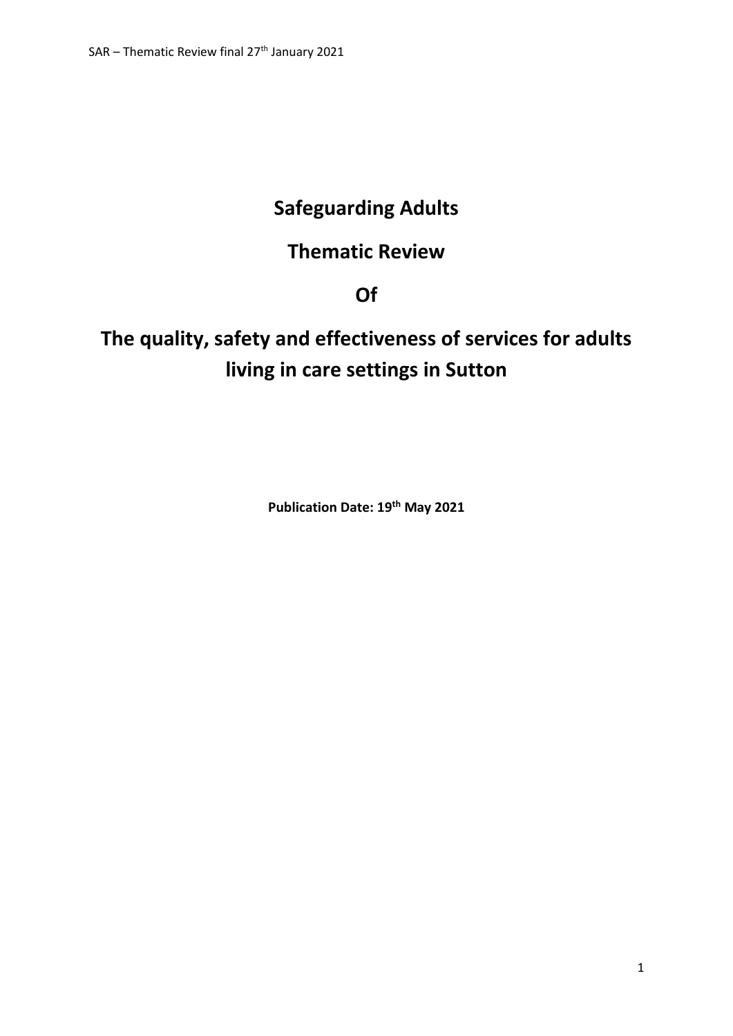# Safeguarding Adults

# Thematic Review

# Of

# The quality, safety and effectiveness of services for adults living in care settings in Sutton

**Publication Date: 19th May 2021**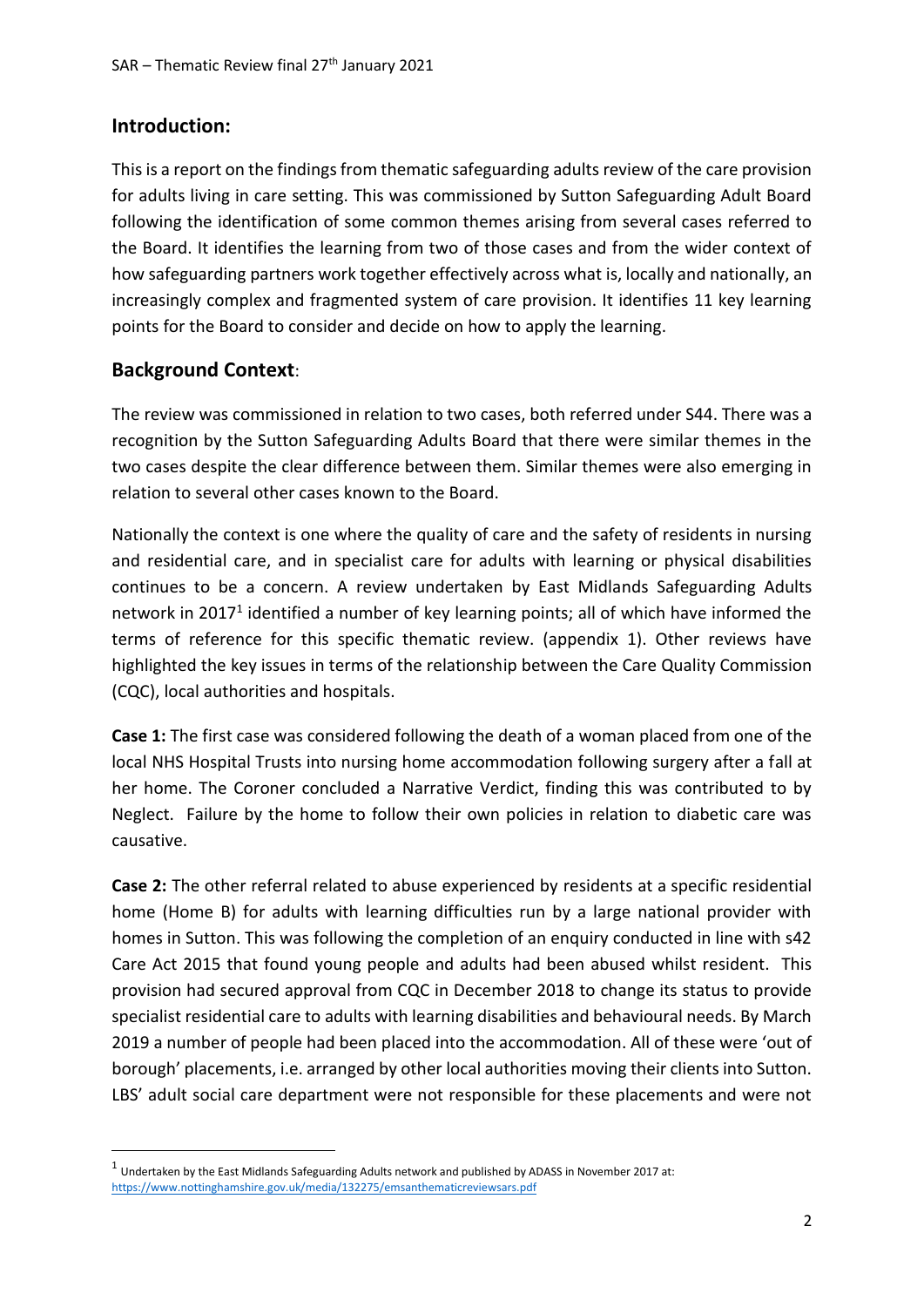## Introduction:

This is a report on the findings from thematic safeguarding adults review of the care provision for adults living in care setting. This was commissioned by Sutton Safeguarding Adult Board following the identification of some common themes arising from several cases referred to the Board. It identifies the learning from two of those cases and from the wider context of how safeguarding partners work together effectively across what is, locally and nationally, an increasingly complex and fragmented system of care provision. It identifies 11 key learning points for the Board to consider and decide on how to apply the learning.

## Background Context:

The review was commissioned in relation to two cases, both referred under S44. There was a recognition by the Sutton Safeguarding Adults Board that there were similar themes in the two cases despite the clear difference between them. Similar themes were also emerging in relation to several other cases known to the Board.

Nationally the context is one where the quality of care and the safety of residents in nursing and residential care, and in specialist care for adults with learning or physical disabilities continues to be a concern. A review undertaken by East Midlands Safeguarding Adults network in 2017[1] identified a number of key learning points; all of which have informed the terms of reference for this specific thematic review. (appendix 1). Other reviews have highlighted the key issues in terms of the relationship between the Care Quality Commission (CQC), local authorities and hospitals.

**Case 1:** The first case was considered following the death of a woman placed from one of the local NHS Hospital Trusts into nursing home accommodation following surgery after a fall at her home. The Coroner concluded a Narrative Verdict, finding this was contributed to by Neglect. Failure by the home to follow their own policies in relation to diabetic care was causative.

**Case 2:** The other referral related to abuse experienced by residents at a specific residential home (Home B) for adults with learning difficulties run by a large national provider with homes in Sutton. This was following the completion of an enquiry conducted in line with s42 Care Act 2015 that found young people and adults had been abused whilst resident. This provision had secured approval from CQC in December 2018 to change its status to provide specialist residential care to adults with learning disabilities and behavioural needs. By March 2019 a number of people had been placed into the accommodation. All of these were 'out of borough' placements, i.e. arranged by other local authorities moving their clients into Sutton. LBS' adult social care department were not responsible for these placements and were not

---

[1] Undertaken by the East Midlands Safeguarding Adults network and published by ADASS in November 2017 at: https://www.nottinghamshire.gov.uk/media/132275/emsanthematicreviewsars.pdf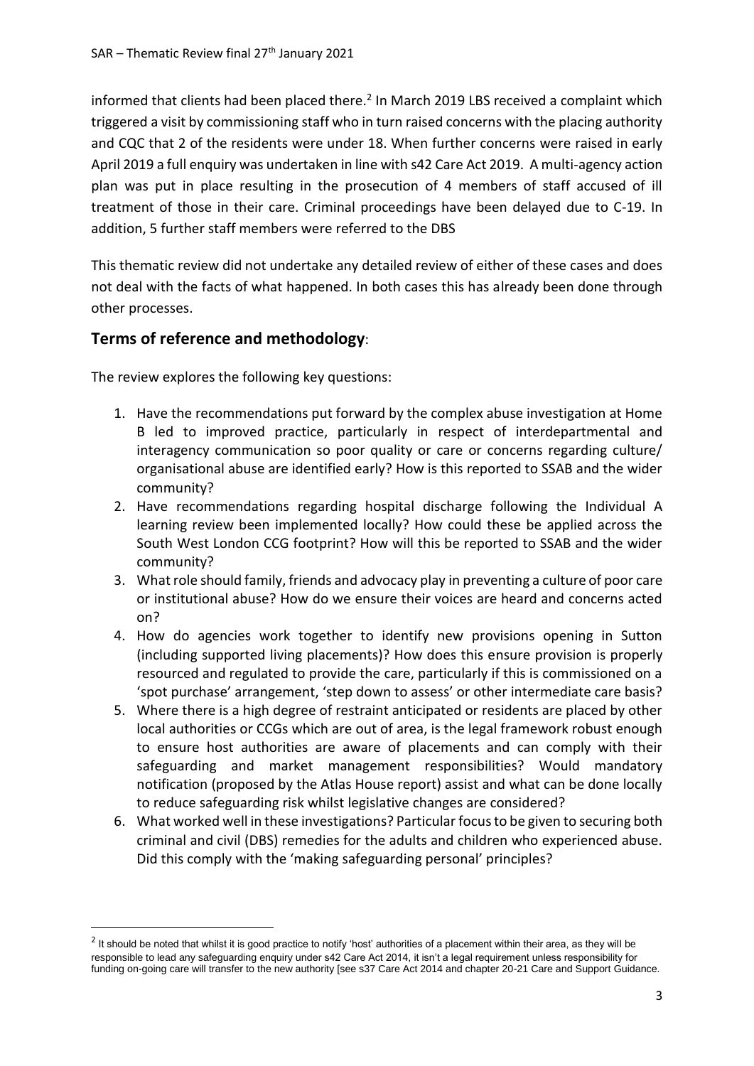informed that clients had been placed there.[2] In March 2019 LBS received a complaint which triggered a visit by commissioning staff who in turn raised concerns with the placing authority and CQC that 2 of the residents were under 18. When further concerns were raised in early April 2019 a full enquiry was undertaken in line with s42 Care Act 2019. A multi-agency action plan was put in place resulting in the prosecution of 4 members of staff accused of ill treatment of those in their care. Criminal proceedings have been delayed due to C-19. In addition, 5 further staff members were referred to the DBS

This thematic review did not undertake any detailed review of either of these cases and does not deal with the facts of what happened. In both cases this has already been done through other processes.

## Terms of reference and methodology:

The review explores the following key questions:

1. Have the recommendations put forward by the complex abuse investigation at Home B led to improved practice, particularly in respect of interdepartmental and interagency communication so poor quality or care or concerns regarding culture/ organisational abuse are identified early? How is this reported to SSAB and the wider community?
2. Have recommendations regarding hospital discharge following the Individual A learning review been implemented locally? How could these be applied across the South West London CCG footprint? How will this be reported to SSAB and the wider community?
3. What role should family, friends and advocacy play in preventing a culture of poor care or institutional abuse? How do we ensure their voices are heard and concerns acted on?
4. How do agencies work together to identify new provisions opening in Sutton (including supported living placements)? How does this ensure provision is properly resourced and regulated to provide the care, particularly if this is commissioned on a 'spot purchase' arrangement, 'step down to assess' or other intermediate care basis?
5. Where there is a high degree of restraint anticipated or residents are placed by other local authorities or CCGs which are out of area, is the legal framework robust enough to ensure host authorities are aware of placements and can comply with their safeguarding and market management responsibilities? Would mandatory notification (proposed by the Atlas House report) assist and what can be done locally to reduce safeguarding risk whilst legislative changes are considered?
6. What worked well in these investigations? Particular focus to be given to securing both criminal and civil (DBS) remedies for the adults and children who experienced abuse. Did this comply with the 'making safeguarding personal' principles?

---

[2] It should be noted that whilst it is good practice to notify 'host' authorities of a placement within their area, as they will be responsible to lead any safeguarding enquiry under s42 Care Act 2014, it isn't a legal requirement unless responsibility for funding on-going care will transfer to the new authority [see s37 Care Act 2014 and chapter 20-21 Care and Support Guidance.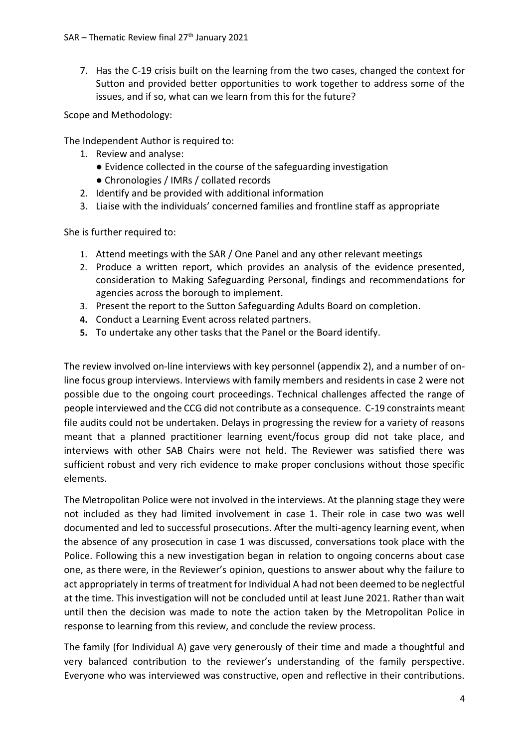7. Has the C-19 crisis built on the learning from the two cases, changed the context for Sutton and provided better opportunities to work together to address some of the issues, and if so, what can we learn from this for the future?

Scope and Methodology:

The Independent Author is required to:

1. Review and analyse:
   - Evidence collected in the course of the safeguarding investigation
   - Chronologies / IMRs / collated records
2. Identify and be provided with additional information
3. Liaise with the individuals' concerned families and frontline staff as appropriate

She is further required to:

1. Attend meetings with the SAR / One Panel and any other relevant meetings
2. Produce a written report, which provides an analysis of the evidence presented, consideration to Making Safeguarding Personal, findings and recommendations for agencies across the borough to implement.
3. Present the report to the Sutton Safeguarding Adults Board on completion.
4. Conduct a Learning Event across related partners.
5. To undertake any other tasks that the Panel or the Board identify.

The review involved on-line interviews with key personnel (appendix 2), and a number of on-line focus group interviews. Interviews with family members and residents in case 2 were not possible due to the ongoing court proceedings. Technical challenges affected the range of people interviewed and the CCG did not contribute as a consequence. C-19 constraints meant file audits could not be undertaken. Delays in progressing the review for a variety of reasons meant that a planned practitioner learning event/focus group did not take place, and interviews with other SAB Chairs were not held. The Reviewer was satisfied there was sufficient robust and very rich evidence to make proper conclusions without those specific elements.

The Metropolitan Police were not involved in the interviews. At the planning stage they were not included as they had limited involvement in case 1. Their role in case two was well documented and led to successful prosecutions. After the multi-agency learning event, when the absence of any prosecution in case 1 was discussed, conversations took place with the Police. Following this a new investigation began in relation to ongoing concerns about case one, as there were, in the Reviewer's opinion, questions to answer about why the failure to act appropriately in terms of treatment for Individual A had not been deemed to be neglectful at the time. This investigation will not be concluded until at least June 2021. Rather than wait until then the decision was made to note the action taken by the Metropolitan Police in response to learning from this review, and conclude the review process.

The family (for Individual A) gave very generously of their time and made a thoughtful and very balanced contribution to the reviewer's understanding of the family perspective. Everyone who was interviewed was constructive, open and reflective in their contributions.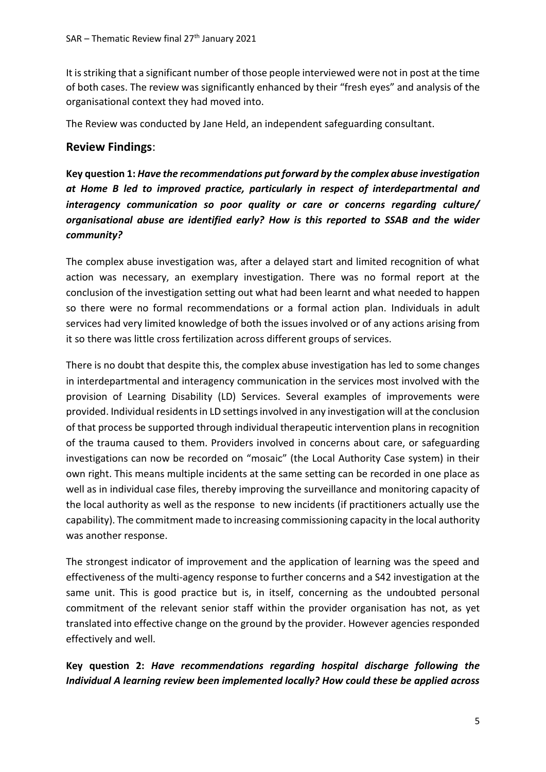It is striking that a significant number of those people interviewed were not in post at the time of both cases. The review was significantly enhanced by their "fresh eyes" and analysis of the organisational context they had moved into.

The Review was conducted by Jane Held, an independent safeguarding consultant.

## Review Findings:

**Key question 1:** ***Have the recommendations put forward by the complex abuse investigation at Home B led to improved practice, particularly in respect of interdepartmental and interagency communication so poor quality or care or concerns regarding culture/ organisational abuse are identified early? How is this reported to SSAB and the wider community?***

The complex abuse investigation was, after a delayed start and limited recognition of what action was necessary, an exemplary investigation. There was no formal report at the conclusion of the investigation setting out what had been learnt and what needed to happen so there were no formal recommendations or a formal action plan. Individuals in adult services had very limited knowledge of both the issues involved or of any actions arising from it so there was little cross fertilization across different groups of services.

There is no doubt that despite this, the complex abuse investigation has led to some changes in interdepartmental and interagency communication in the services most involved with the provision of Learning Disability (LD) Services. Several examples of improvements were provided. Individual residents in LD settings involved in any investigation will at the conclusion of that process be supported through individual therapeutic intervention plans in recognition of the trauma caused to them. Providers involved in concerns about care, or safeguarding investigations can now be recorded on "mosaic" (the Local Authority Case system) in their own right. This means multiple incidents at the same setting can be recorded in one place as well as in individual case files, thereby improving the surveillance and monitoring capacity of the local authority as well as the response to new incidents (if practitioners actually use the capability). The commitment made to increasing commissioning capacity in the local authority was another response.

The strongest indicator of improvement and the application of learning was the speed and effectiveness of the multi-agency response to further concerns and a S42 investigation at the same unit. This is good practice but is, in itself, concerning as the undoubted personal commitment of the relevant senior staff within the provider organisation has not, as yet translated into effective change on the ground by the provider. However agencies responded effectively and well.

**Key question 2:** ***Have recommendations regarding hospital discharge following the Individual A learning review been implemented locally? How could these be applied across***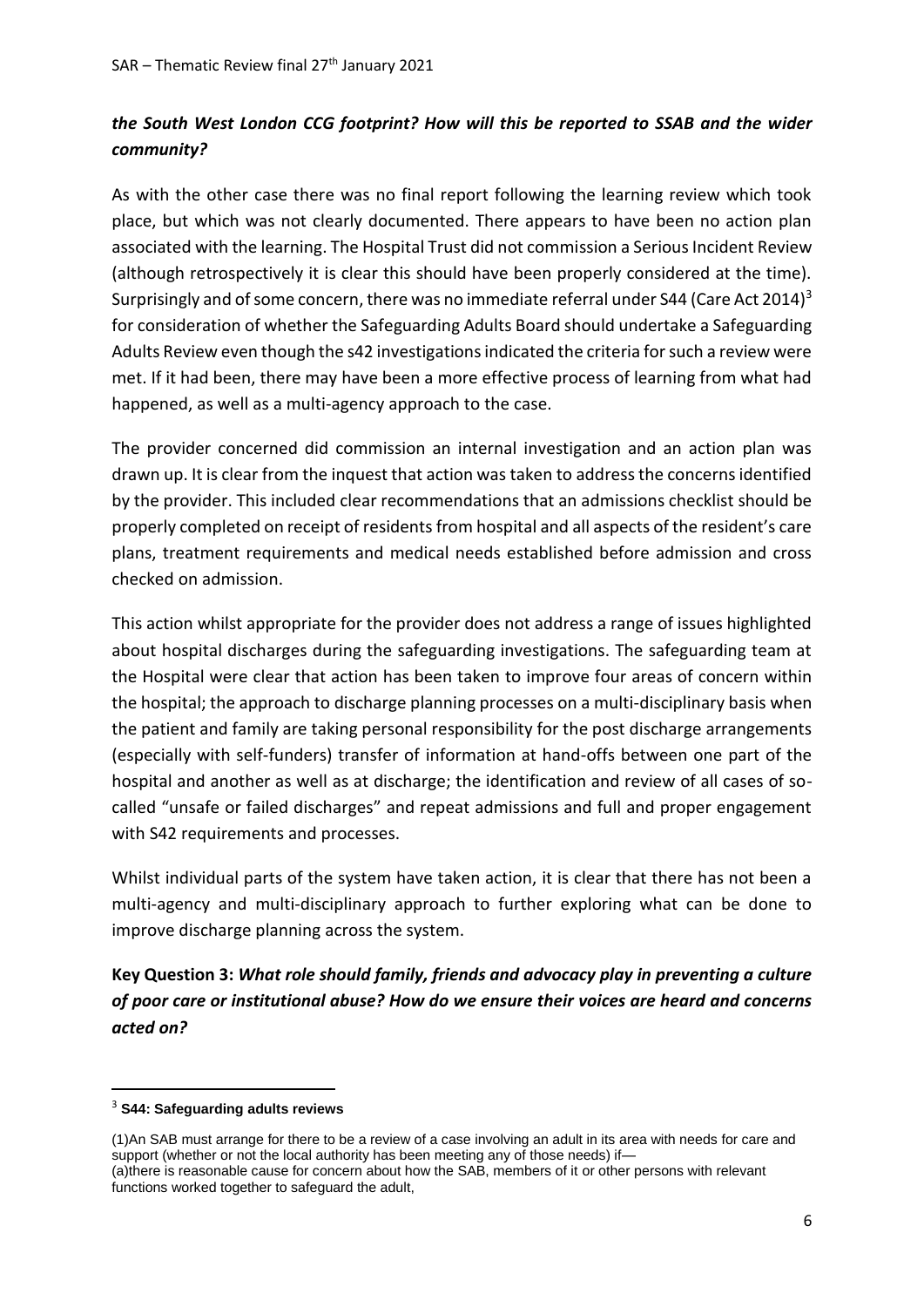***the South West London CCG footprint? How will this be reported to SSAB and the wider community?***

As with the other case there was no final report following the learning review which took place, but which was not clearly documented. There appears to have been no action plan associated with the learning. The Hospital Trust did not commission a Serious Incident Review (although retrospectively it is clear this should have been properly considered at the time). Surprisingly and of some concern, there was no immediate referral under S44 (Care Act 2014)[3] for consideration of whether the Safeguarding Adults Board should undertake a Safeguarding Adults Review even though the s42 investigations indicated the criteria for such a review were met. If it had been, there may have been a more effective process of learning from what had happened, as well as a multi-agency approach to the case.

The provider concerned did commission an internal investigation and an action plan was drawn up. It is clear from the inquest that action was taken to address the concerns identified by the provider. This included clear recommendations that an admissions checklist should be properly completed on receipt of residents from hospital and all aspects of the resident's care plans, treatment requirements and medical needs established before admission and cross checked on admission.

This action whilst appropriate for the provider does not address a range of issues highlighted about hospital discharges during the safeguarding investigations. The safeguarding team at the Hospital were clear that action has been taken to improve four areas of concern within the hospital; the approach to discharge planning processes on a multi-disciplinary basis when the patient and family are taking personal responsibility for the post discharge arrangements (especially with self-funders) transfer of information at hand-offs between one part of the hospital and another as well as at discharge; the identification and review of all cases of so-called "unsafe or failed discharges" and repeat admissions and full and proper engagement with S42 requirements and processes.

Whilst individual parts of the system have taken action, it is clear that there has not been a multi-agency and multi-disciplinary approach to further exploring what can be done to improve discharge planning across the system.

**Key Question 3:** ***What role should family, friends and advocacy play in preventing a culture of poor care or institutional abuse? How do we ensure their voices are heard and concerns acted on?***

---

[3] **S44: Safeguarding adults reviews**

(1)An SAB must arrange for there to be a review of a case involving an adult in its area with needs for care and support (whether or not the local authority has been meeting any of those needs) if—
(a)there is reasonable cause for concern about how the SAB, members of it or other persons with relevant functions worked together to safeguard the adult,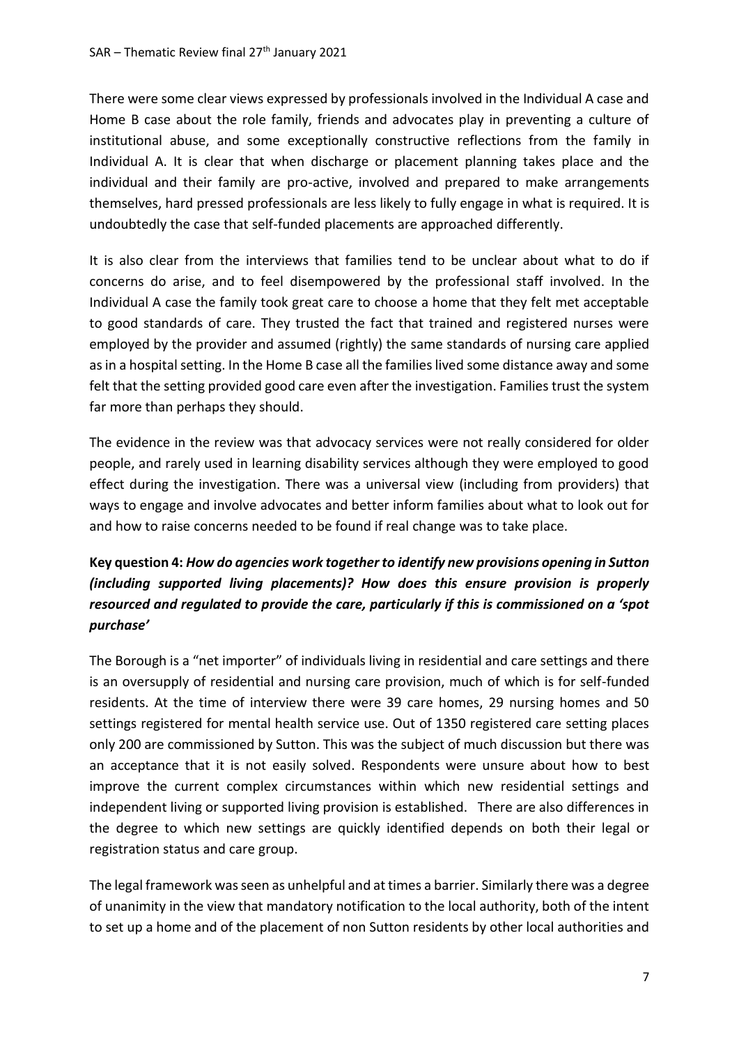There were some clear views expressed by professionals involved in the Individual A case and Home B case about the role family, friends and advocates play in preventing a culture of institutional abuse, and some exceptionally constructive reflections from the family in Individual A. It is clear that when discharge or placement planning takes place and the individual and their family are pro-active, involved and prepared to make arrangements themselves, hard pressed professionals are less likely to fully engage in what is required. It is undoubtedly the case that self-funded placements are approached differently.

It is also clear from the interviews that families tend to be unclear about what to do if concerns do arise, and to feel disempowered by the professional staff involved. In the Individual A case the family took great care to choose a home that they felt met acceptable to good standards of care. They trusted the fact that trained and registered nurses were employed by the provider and assumed (rightly) the same standards of nursing care applied as in a hospital setting. In the Home B case all the families lived some distance away and some felt that the setting provided good care even after the investigation. Families trust the system far more than perhaps they should.

The evidence in the review was that advocacy services were not really considered for older people, and rarely used in learning disability services although they were employed to good effect during the investigation. There was a universal view (including from providers) that ways to engage and involve advocates and better inform families about what to look out for and how to raise concerns needed to be found if real change was to take place.

**Key question 4:** ***How do agencies work together to identify new provisions opening in Sutton (including supported living placements)? How does this ensure provision is properly resourced and regulated to provide the care, particularly if this is commissioned on a 'spot purchase'***

The Borough is a "net importer" of individuals living in residential and care settings and there is an oversupply of residential and nursing care provision, much of which is for self-funded residents. At the time of interview there were 39 care homes, 29 nursing homes and 50 settings registered for mental health service use. Out of 1350 registered care setting places only 200 are commissioned by Sutton. This was the subject of much discussion but there was an acceptance that it is not easily solved. Respondents were unsure about how to best improve the current complex circumstances within which new residential settings and independent living or supported living provision is established. There are also differences in the degree to which new settings are quickly identified depends on both their legal or registration status and care group.

The legal framework was seen as unhelpful and at times a barrier. Similarly there was a degree of unanimity in the view that mandatory notification to the local authority, both of the intent to set up a home and of the placement of non Sutton residents by other local authorities and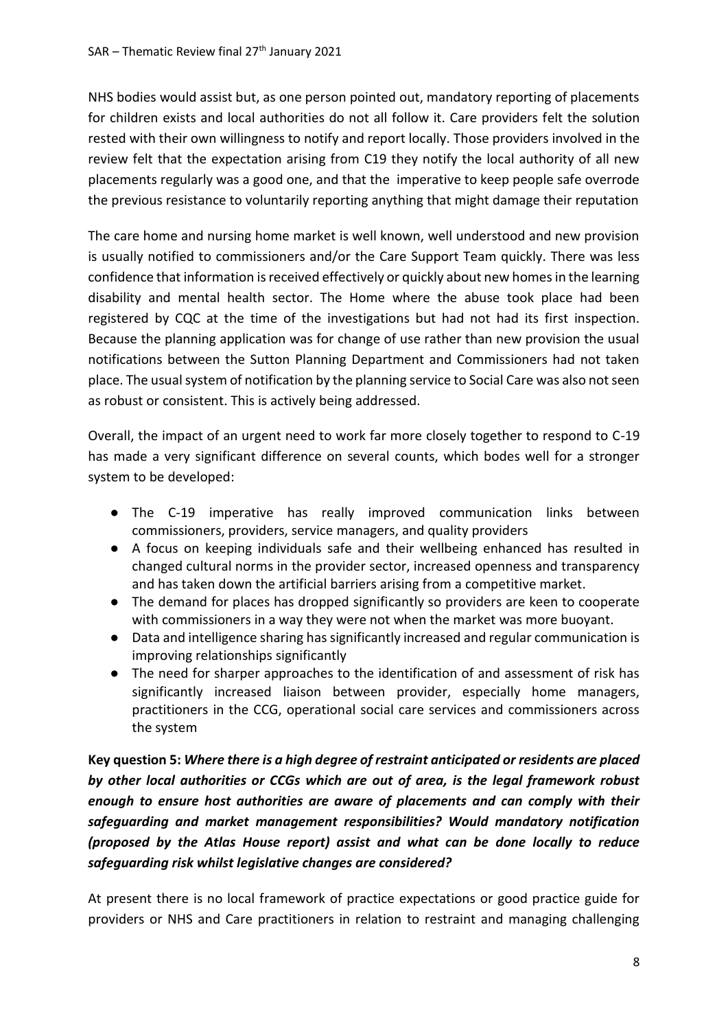NHS bodies would assist but, as one person pointed out, mandatory reporting of placements for children exists and local authorities do not all follow it. Care providers felt the solution rested with their own willingness to notify and report locally. Those providers involved in the review felt that the expectation arising from C19 they notify the local authority of all new placements regularly was a good one, and that the imperative to keep people safe overrode the previous resistance to voluntarily reporting anything that might damage their reputation

The care home and nursing home market is well known, well understood and new provision is usually notified to commissioners and/or the Care Support Team quickly. There was less confidence that information is received effectively or quickly about new homes in the learning disability and mental health sector. The Home where the abuse took place had been registered by CQC at the time of the investigations but had not had its first inspection. Because the planning application was for change of use rather than new provision the usual notifications between the Sutton Planning Department and Commissioners had not taken place. The usual system of notification by the planning service to Social Care was also not seen as robust or consistent. This is actively being addressed.

Overall, the impact of an urgent need to work far more closely together to respond to C-19 has made a very significant difference on several counts, which bodes well for a stronger system to be developed:

- The C-19 imperative has really improved communication links between commissioners, providers, service managers, and quality providers
- A focus on keeping individuals safe and their wellbeing enhanced has resulted in changed cultural norms in the provider sector, increased openness and transparency and has taken down the artificial barriers arising from a competitive market.
- The demand for places has dropped significantly so providers are keen to cooperate with commissioners in a way they were not when the market was more buoyant.
- Data and intelligence sharing has significantly increased and regular communication is improving relationships significantly
- The need for sharper approaches to the identification of and assessment of risk has significantly increased liaison between provider, especially home managers, practitioners in the CCG, operational social care services and commissioners across the system

**Key question 5:** ***Where there is a high degree of restraint anticipated or residents are placed by other local authorities or CCGs which are out of area, is the legal framework robust enough to ensure host authorities are aware of placements and can comply with their safeguarding and market management responsibilities? Would mandatory notification (proposed by the Atlas House report) assist and what can be done locally to reduce safeguarding risk whilst legislative changes are considered?***

At present there is no local framework of practice expectations or good practice guide for providers or NHS and Care practitioners in relation to restraint and managing challenging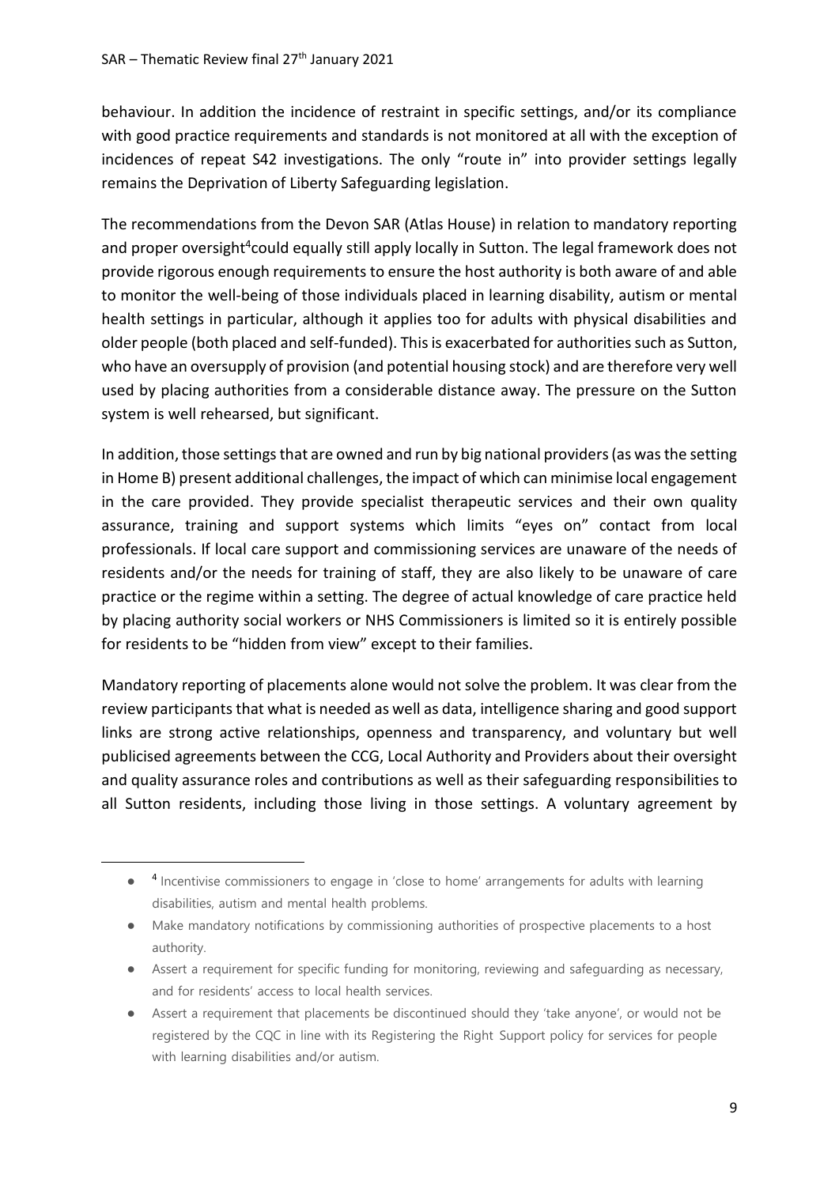behaviour. In addition the incidence of restraint in specific settings, and/or its compliance with good practice requirements and standards is not monitored at all with the exception of incidences of repeat S42 investigations. The only "route in" into provider settings legally remains the Deprivation of Liberty Safeguarding legislation.

The recommendations from the Devon SAR (Atlas House) in relation to mandatory reporting and proper oversight[4] could equally still apply locally in Sutton. The legal framework does not provide rigorous enough requirements to ensure the host authority is both aware of and able to monitor the well-being of those individuals placed in learning disability, autism or mental health settings in particular, although it applies too for adults with physical disabilities and older people (both placed and self-funded). This is exacerbated for authorities such as Sutton, who have an oversupply of provision (and potential housing stock) and are therefore very well used by placing authorities from a considerable distance away. The pressure on the Sutton system is well rehearsed, but significant.

In addition, those settings that are owned and run by big national providers (as was the setting in Home B) present additional challenges, the impact of which can minimise local engagement in the care provided. They provide specialist therapeutic services and their own quality assurance, training and support systems which limits "eyes on" contact from local professionals. If local care support and commissioning services are unaware of the needs of residents and/or the needs for training of staff, they are also likely to be unaware of care practice or the regime within a setting. The degree of actual knowledge of care practice held by placing authority social workers or NHS Commissioners is limited so it is entirely possible for residents to be "hidden from view" except to their families.

Mandatory reporting of placements alone would not solve the problem. It was clear from the review participants that what is needed as well as data, intelligence sharing and good support links are strong active relationships, openness and transparency, and voluntary but well publicised agreements between the CCG, Local Authority and Providers about their oversight and quality assurance roles and contributions as well as their safeguarding responsibilities to all Sutton residents, including those living in those settings. A voluntary agreement by

---

- [4] Incentivise commissioners to engage in 'close to home' arrangements for adults with learning disabilities, autism and mental health problems.
- Make mandatory notifications by commissioning authorities of prospective placements to a host authority.
- Assert a requirement for specific funding for monitoring, reviewing and safeguarding as necessary, and for residents' access to local health services.
- Assert a requirement that placements be discontinued should they 'take anyone', or would not be registered by the CQC in line with its Registering the Right Support policy for services for people with learning disabilities and/or autism.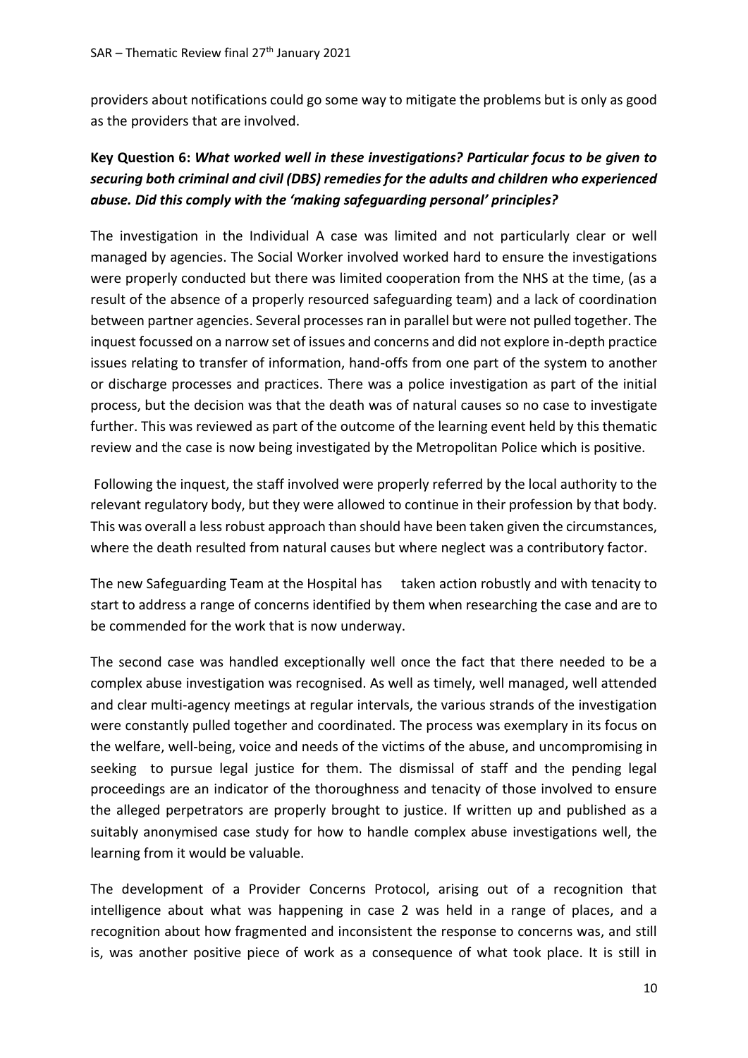providers about notifications could go some way to mitigate the problems but is only as good as the providers that are involved.

**Key Question 6: *What worked well in these investigations? Particular focus to be given to securing both criminal and civil (DBS) remedies for the adults and children who experienced abuse. Did this comply with the 'making safeguarding personal' principles?***

The investigation in the Individual A case was limited and not particularly clear or well managed by agencies. The Social Worker involved worked hard to ensure the investigations were properly conducted but there was limited cooperation from the NHS at the time, (as a result of the absence of a properly resourced safeguarding team) and a lack of coordination between partner agencies. Several processes ran in parallel but were not pulled together. The inquest focussed on a narrow set of issues and concerns and did not explore in-depth practice issues relating to transfer of information, hand-offs from one part of the system to another or discharge processes and practices. There was a police investigation as part of the initial process, but the decision was that the death was of natural causes so no case to investigate further. This was reviewed as part of the outcome of the learning event held by this thematic review and the case is now being investigated by the Metropolitan Police which is positive.

Following the inquest, the staff involved were properly referred by the local authority to the relevant regulatory body, but they were allowed to continue in their profession by that body. This was overall a less robust approach than should have been taken given the circumstances, where the death resulted from natural causes but where neglect was a contributory factor.

The new Safeguarding Team at the Hospital has taken action robustly and with tenacity to start to address a range of concerns identified by them when researching the case and are to be commended for the work that is now underway.

The second case was handled exceptionally well once the fact that there needed to be a complex abuse investigation was recognised. As well as timely, well managed, well attended and clear multi-agency meetings at regular intervals, the various strands of the investigation were constantly pulled together and coordinated. The process was exemplary in its focus on the welfare, well-being, voice and needs of the victims of the abuse, and uncompromising in seeking to pursue legal justice for them. The dismissal of staff and the pending legal proceedings are an indicator of the thoroughness and tenacity of those involved to ensure the alleged perpetrators are properly brought to justice. If written up and published as a suitably anonymised case study for how to handle complex abuse investigations well, the learning from it would be valuable.

The development of a Provider Concerns Protocol, arising out of a recognition that intelligence about what was happening in case 2 was held in a range of places, and a recognition about how fragmented and inconsistent the response to concerns was, and still is, was another positive piece of work as a consequence of what took place. It is still in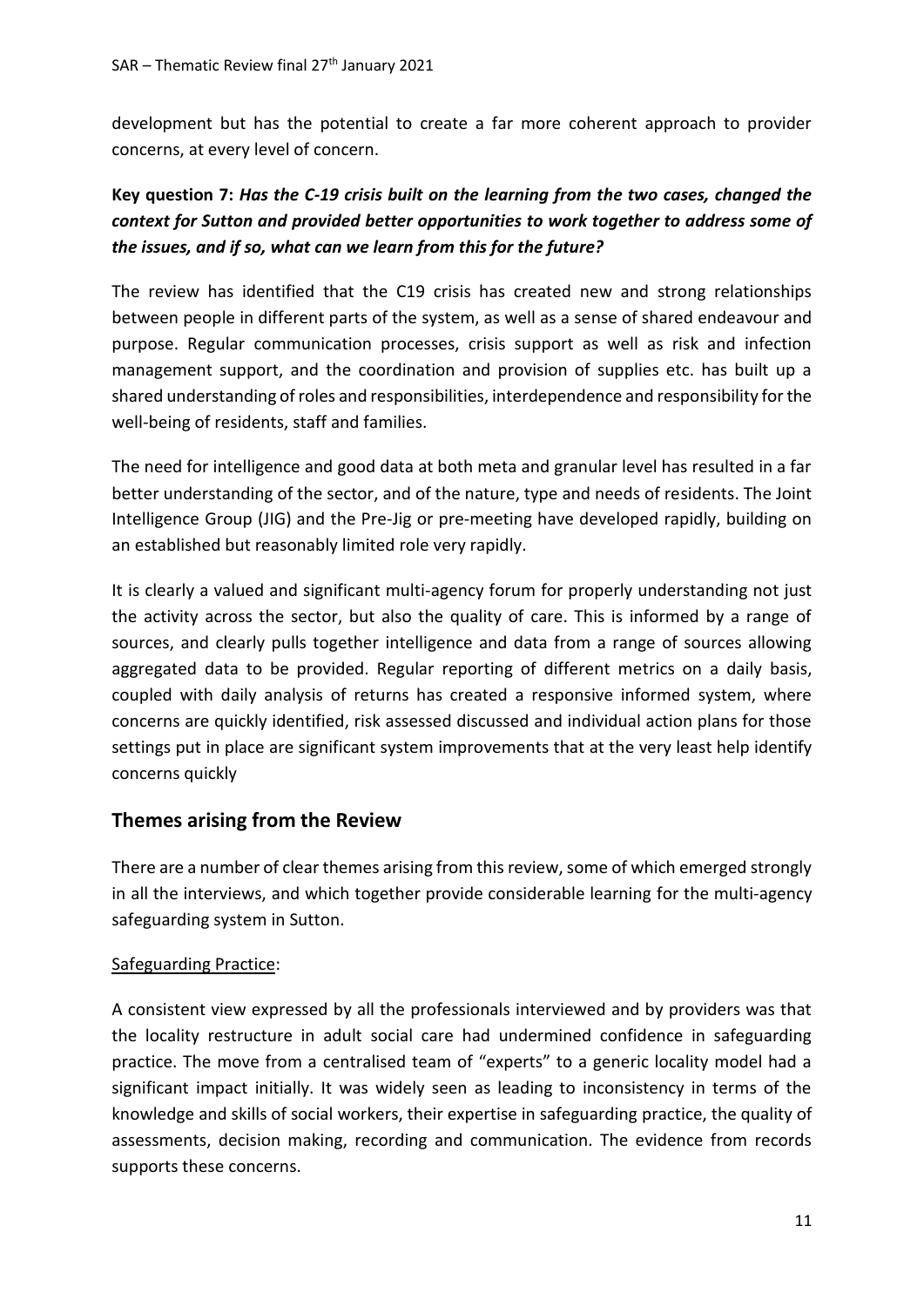development but has the potential to create a far more coherent approach to provider concerns, at every level of concern.

**Key question 7:** ***Has the C-19 crisis built on the learning from the two cases, changed the context for Sutton and provided better opportunities to work together to address some of the issues, and if so, what can we learn from this for the future?***

The review has identified that the C19 crisis has created new and strong relationships between people in different parts of the system, as well as a sense of shared endeavour and purpose. Regular communication processes, crisis support as well as risk and infection management support, and the coordination and provision of supplies etc. has built up a shared understanding of roles and responsibilities, interdependence and responsibility for the well-being of residents, staff and families.

The need for intelligence and good data at both meta and granular level has resulted in a far better understanding of the sector, and of the nature, type and needs of residents. The Joint Intelligence Group (JIG) and the Pre-Jig or pre-meeting have developed rapidly, building on an established but reasonably limited role very rapidly.

It is clearly a valued and significant multi-agency forum for properly understanding not just the activity across the sector, but also the quality of care. This is informed by a range of sources, and clearly pulls together intelligence and data from a range of sources allowing aggregated data to be provided. Regular reporting of different metrics on a daily basis, coupled with daily analysis of returns has created a responsive informed system, where concerns are quickly identified, risk assessed discussed and individual action plans for those settings put in place are significant system improvements that at the very least help identify concerns quickly

## Themes arising from the Review

There are a number of clear themes arising from this review, some of which emerged strongly in all the interviews, and which together provide considerable learning for the multi-agency safeguarding system in Sutton.

<u>Safeguarding Practice</u>:

A consistent view expressed by all the professionals interviewed and by providers was that the locality restructure in adult social care had undermined confidence in safeguarding practice. The move from a centralised team of "experts" to a generic locality model had a significant impact initially. It was widely seen as leading to inconsistency in terms of the knowledge and skills of social workers, their expertise in safeguarding practice, the quality of assessments, decision making, recording and communication. The evidence from records supports these concerns.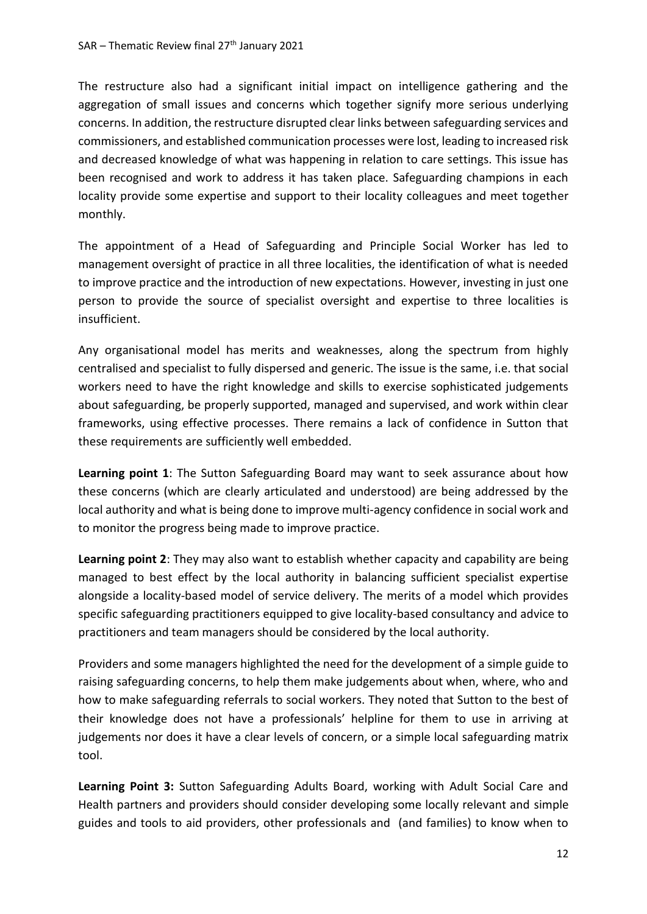The restructure also had a significant initial impact on intelligence gathering and the aggregation of small issues and concerns which together signify more serious underlying concerns. In addition, the restructure disrupted clear links between safeguarding services and commissioners, and established communication processes were lost, leading to increased risk and decreased knowledge of what was happening in relation to care settings. This issue has been recognised and work to address it has taken place. Safeguarding champions in each locality provide some expertise and support to their locality colleagues and meet together monthly.

The appointment of a Head of Safeguarding and Principle Social Worker has led to management oversight of practice in all three localities, the identification of what is needed to improve practice and the introduction of new expectations. However, investing in just one person to provide the source of specialist oversight and expertise to three localities is insufficient.

Any organisational model has merits and weaknesses, along the spectrum from highly centralised and specialist to fully dispersed and generic. The issue is the same, i.e. that social workers need to have the right knowledge and skills to exercise sophisticated judgements about safeguarding, be properly supported, managed and supervised, and work within clear frameworks, using effective processes. There remains a lack of confidence in Sutton that these requirements are sufficiently well embedded.

**Learning point 1**: The Sutton Safeguarding Board may want to seek assurance about how these concerns (which are clearly articulated and understood) are being addressed by the local authority and what is being done to improve multi-agency confidence in social work and to monitor the progress being made to improve practice.

**Learning point 2**: They may also want to establish whether capacity and capability are being managed to best effect by the local authority in balancing sufficient specialist expertise alongside a locality-based model of service delivery. The merits of a model which provides specific safeguarding practitioners equipped to give locality-based consultancy and advice to practitioners and team managers should be considered by the local authority.

Providers and some managers highlighted the need for the development of a simple guide to raising safeguarding concerns, to help them make judgements about when, where, who and how to make safeguarding referrals to social workers. They noted that Sutton to the best of their knowledge does not have a professionals' helpline for them to use in arriving at judgements nor does it have a clear levels of concern, or a simple local safeguarding matrix tool.

**Learning Point 3:** Sutton Safeguarding Adults Board, working with Adult Social Care and Health partners and providers should consider developing some locally relevant and simple guides and tools to aid providers, other professionals and (and families) to know when to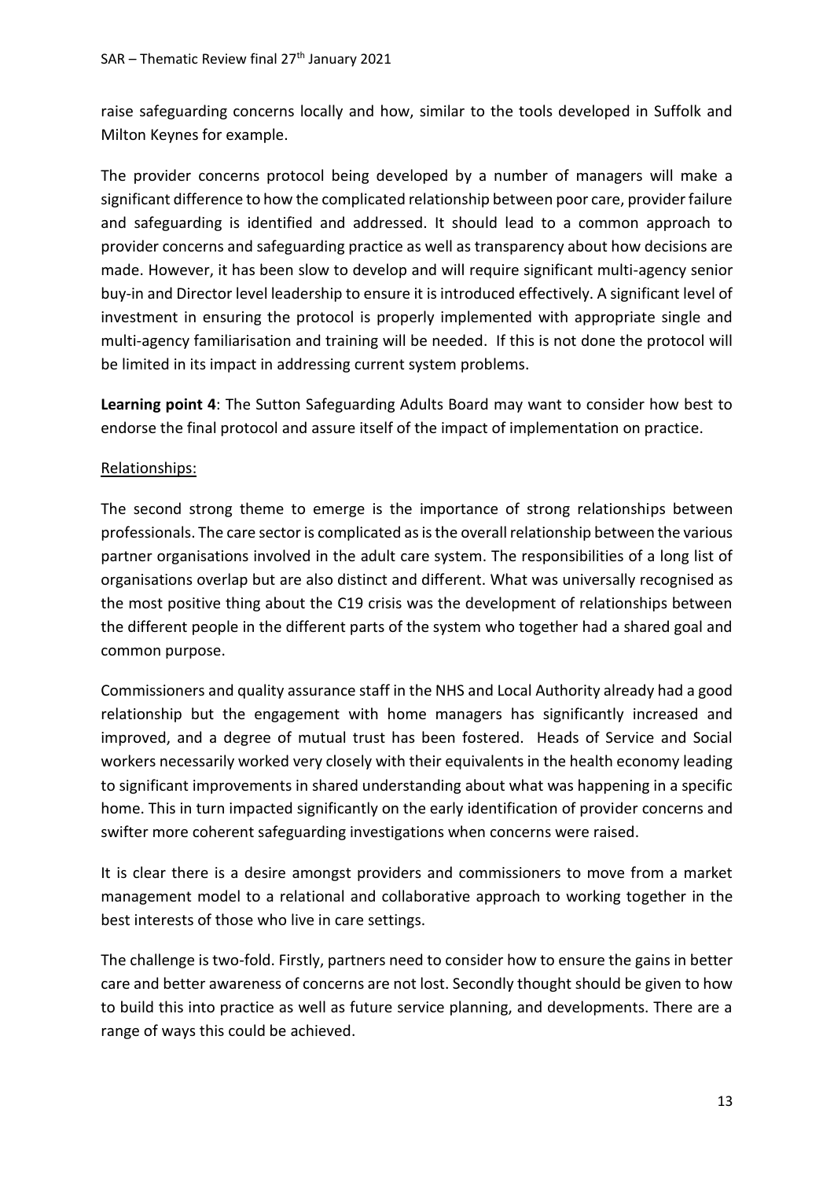raise safeguarding concerns locally and how, similar to the tools developed in Suffolk and Milton Keynes for example.

The provider concerns protocol being developed by a number of managers will make a significant difference to how the complicated relationship between poor care, provider failure and safeguarding is identified and addressed. It should lead to a common approach to provider concerns and safeguarding practice as well as transparency about how decisions are made. However, it has been slow to develop and will require significant multi-agency senior buy-in and Director level leadership to ensure it is introduced effectively. A significant level of investment in ensuring the protocol is properly implemented with appropriate single and multi-agency familiarisation and training will be needed. If this is not done the protocol will be limited in its impact in addressing current system problems.

**Learning point 4**: The Sutton Safeguarding Adults Board may want to consider how best to endorse the final protocol and assure itself of the impact of implementation on practice.

Relationships:

The second strong theme to emerge is the importance of strong relationships between professionals. The care sector is complicated as is the overall relationship between the various partner organisations involved in the adult care system. The responsibilities of a long list of organisations overlap but are also distinct and different. What was universally recognised as the most positive thing about the C19 crisis was the development of relationships between the different people in the different parts of the system who together had a shared goal and common purpose.

Commissioners and quality assurance staff in the NHS and Local Authority already had a good relationship but the engagement with home managers has significantly increased and improved, and a degree of mutual trust has been fostered. Heads of Service and Social workers necessarily worked very closely with their equivalents in the health economy leading to significant improvements in shared understanding about what was happening in a specific home. This in turn impacted significantly on the early identification of provider concerns and swifter more coherent safeguarding investigations when concerns were raised.

It is clear there is a desire amongst providers and commissioners to move from a market management model to a relational and collaborative approach to working together in the best interests of those who live in care settings.

The challenge is two-fold. Firstly, partners need to consider how to ensure the gains in better care and better awareness of concerns are not lost. Secondly thought should be given to how to build this into practice as well as future service planning, and developments. There are a range of ways this could be achieved.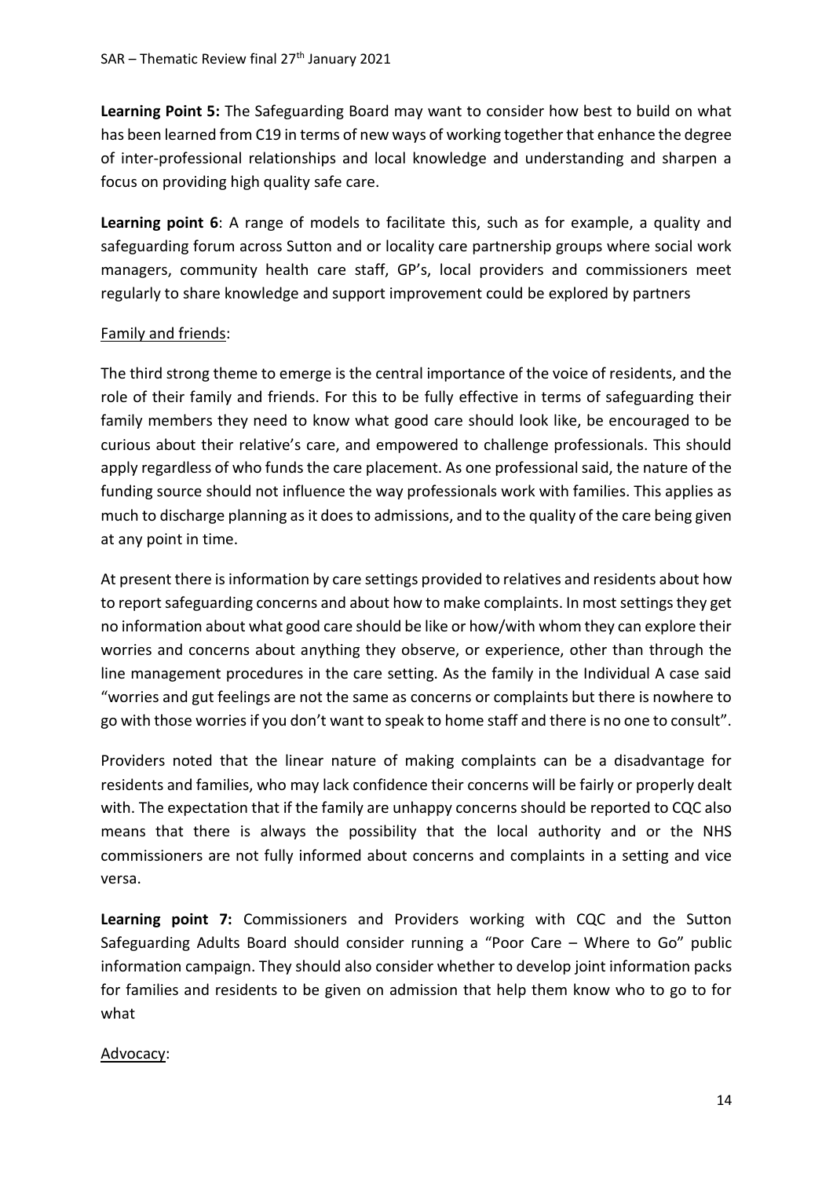**Learning Point 5:** The Safeguarding Board may want to consider how best to build on what has been learned from C19 in terms of new ways of working together that enhance the degree of inter-professional relationships and local knowledge and understanding and sharpen a focus on providing high quality safe care.

**Learning point 6**: A range of models to facilitate this, such as for example, a quality and safeguarding forum across Sutton and or locality care partnership groups where social work managers, community health care staff, GP's, local providers and commissioners meet regularly to share knowledge and support improvement could be explored by partners

Family and friends:

The third strong theme to emerge is the central importance of the voice of residents, and the role of their family and friends. For this to be fully effective in terms of safeguarding their family members they need to know what good care should look like, be encouraged to be curious about their relative's care, and empowered to challenge professionals. This should apply regardless of who funds the care placement. As one professional said, the nature of the funding source should not influence the way professionals work with families. This applies as much to discharge planning as it does to admissions, and to the quality of the care being given at any point in time.

At present there is information by care settings provided to relatives and residents about how to report safeguarding concerns and about how to make complaints. In most settings they get no information about what good care should be like or how/with whom they can explore their worries and concerns about anything they observe, or experience, other than through the line management procedures in the care setting. As the family in the Individual A case said "worries and gut feelings are not the same as concerns or complaints but there is nowhere to go with those worries if you don't want to speak to home staff and there is no one to consult".

Providers noted that the linear nature of making complaints can be a disadvantage for residents and families, who may lack confidence their concerns will be fairly or properly dealt with. The expectation that if the family are unhappy concerns should be reported to CQC also means that there is always the possibility that the local authority and or the NHS commissioners are not fully informed about concerns and complaints in a setting and vice versa.

**Learning point 7:** Commissioners and Providers working with CQC and the Sutton Safeguarding Adults Board should consider running a "Poor Care – Where to Go" public information campaign. They should also consider whether to develop joint information packs for families and residents to be given on admission that help them know who to go to for what

Advocacy: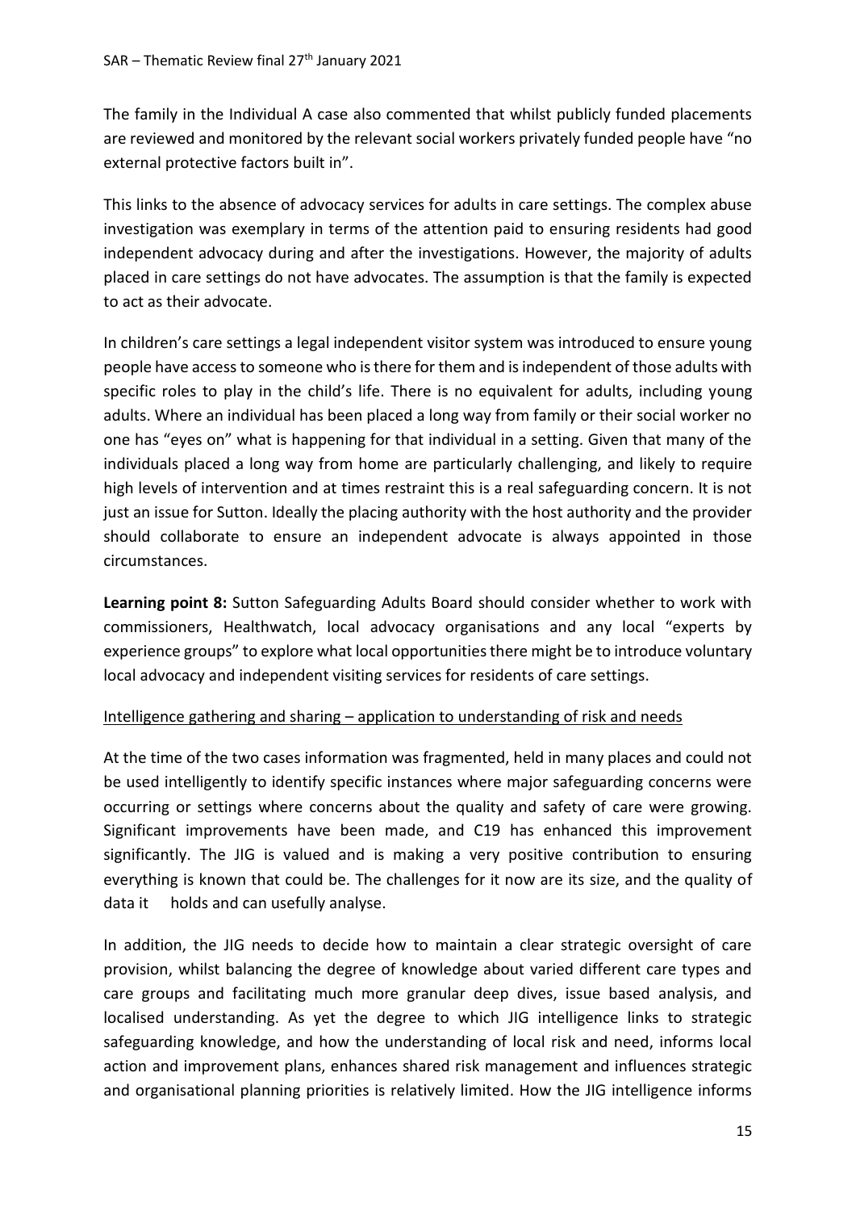The family in the Individual A case also commented that whilst publicly funded placements are reviewed and monitored by the relevant social workers privately funded people have "no external protective factors built in".

This links to the absence of advocacy services for adults in care settings. The complex abuse investigation was exemplary in terms of the attention paid to ensuring residents had good independent advocacy during and after the investigations. However, the majority of adults placed in care settings do not have advocates. The assumption is that the family is expected to act as their advocate.

In children's care settings a legal independent visitor system was introduced to ensure young people have access to someone who is there for them and is independent of those adults with specific roles to play in the child's life. There is no equivalent for adults, including young adults. Where an individual has been placed a long way from family or their social worker no one has "eyes on" what is happening for that individual in a setting. Given that many of the individuals placed a long way from home are particularly challenging, and likely to require high levels of intervention and at times restraint this is a real safeguarding concern. It is not just an issue for Sutton. Ideally the placing authority with the host authority and the provider should collaborate to ensure an independent advocate is always appointed in those circumstances.

**Learning point 8:** Sutton Safeguarding Adults Board should consider whether to work with commissioners, Healthwatch, local advocacy organisations and any local "experts by experience groups" to explore what local opportunities there might be to introduce voluntary local advocacy and independent visiting services for residents of care settings.

<u>Intelligence gathering and sharing – application to understanding of risk and needs</u>

At the time of the two cases information was fragmented, held in many places and could not be used intelligently to identify specific instances where major safeguarding concerns were occurring or settings where concerns about the quality and safety of care were growing. Significant improvements have been made, and C19 has enhanced this improvement significantly. The JIG is valued and is making a very positive contribution to ensuring everything is known that could be. The challenges for it now are its size, and the quality of data it holds and can usefully analyse.

In addition, the JIG needs to decide how to maintain a clear strategic oversight of care provision, whilst balancing the degree of knowledge about varied different care types and care groups and facilitating much more granular deep dives, issue based analysis, and localised understanding. As yet the degree to which JIG intelligence links to strategic safeguarding knowledge, and how the understanding of local risk and need, informs local action and improvement plans, enhances shared risk management and influences strategic and organisational planning priorities is relatively limited. How the JIG intelligence informs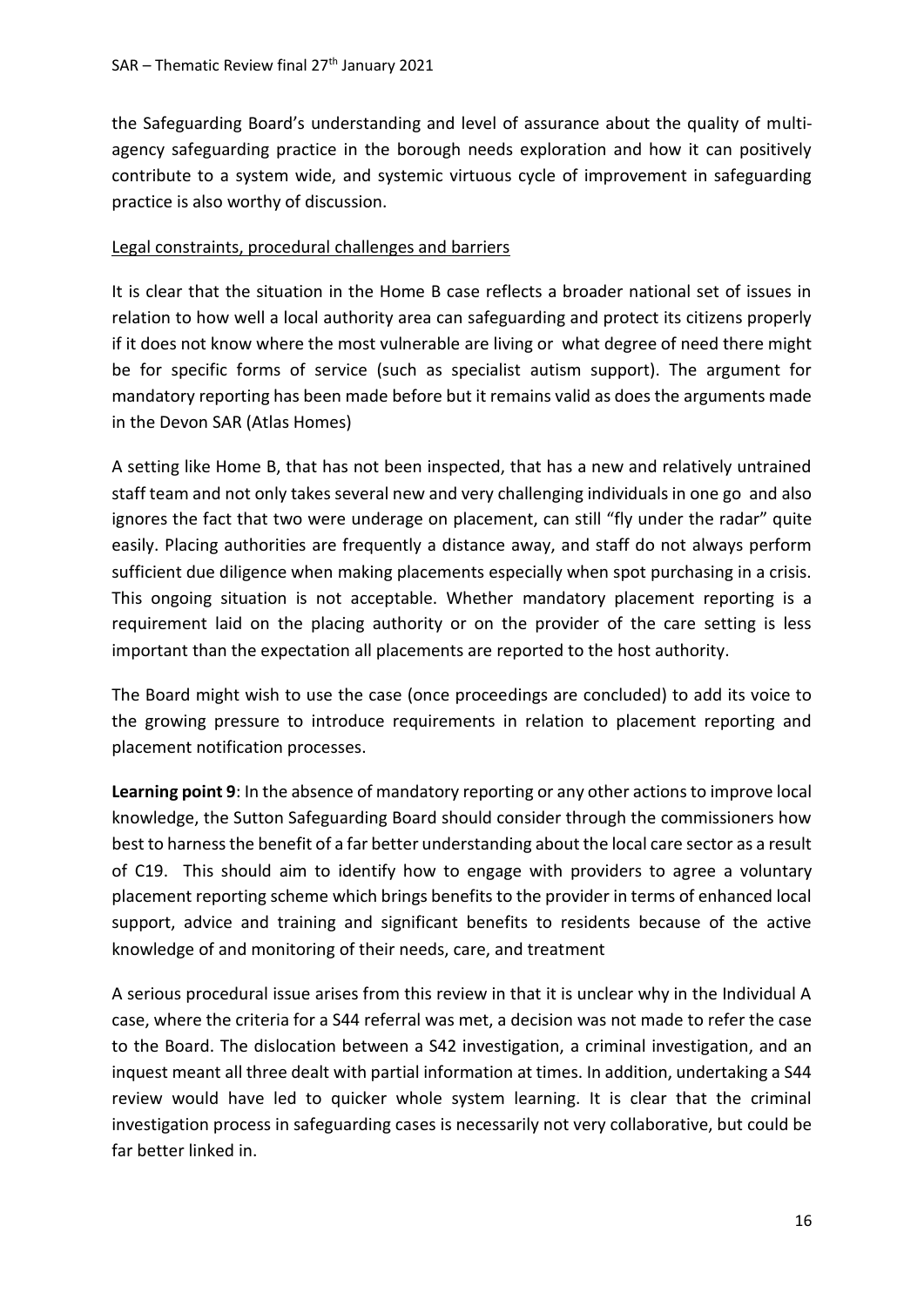the Safeguarding Board's understanding and level of assurance about the quality of multi-agency safeguarding practice in the borough needs exploration and how it can positively contribute to a system wide, and systemic virtuous cycle of improvement in safeguarding practice is also worthy of discussion.

<u>Legal constraints, procedural challenges and barriers</u>

It is clear that the situation in the Home B case reflects a broader national set of issues in relation to how well a local authority area can safeguarding and protect its citizens properly if it does not know where the most vulnerable are living or what degree of need there might be for specific forms of service (such as specialist autism support). The argument for mandatory reporting has been made before but it remains valid as does the arguments made in the Devon SAR (Atlas Homes)

A setting like Home B, that has not been inspected, that has a new and relatively untrained staff team and not only takes several new and very challenging individuals in one go and also ignores the fact that two were underage on placement, can still "fly under the radar" quite easily. Placing authorities are frequently a distance away, and staff do not always perform sufficient due diligence when making placements especially when spot purchasing in a crisis. This ongoing situation is not acceptable. Whether mandatory placement reporting is a requirement laid on the placing authority or on the provider of the care setting is less important than the expectation all placements are reported to the host authority.

The Board might wish to use the case (once proceedings are concluded) to add its voice to the growing pressure to introduce requirements in relation to placement reporting and placement notification processes.

**Learning point 9**: In the absence of mandatory reporting or any other actions to improve local knowledge, the Sutton Safeguarding Board should consider through the commissioners how best to harness the benefit of a far better understanding about the local care sector as a result of C19. This should aim to identify how to engage with providers to agree a voluntary placement reporting scheme which brings benefits to the provider in terms of enhanced local support, advice and training and significant benefits to residents because of the active knowledge of and monitoring of their needs, care, and treatment

A serious procedural issue arises from this review in that it is unclear why in the Individual A case, where the criteria for a S44 referral was met, a decision was not made to refer the case to the Board. The dislocation between a S42 investigation, a criminal investigation, and an inquest meant all three dealt with partial information at times. In addition, undertaking a S44 review would have led to quicker whole system learning. It is clear that the criminal investigation process in safeguarding cases is necessarily not very collaborative, but could be far better linked in.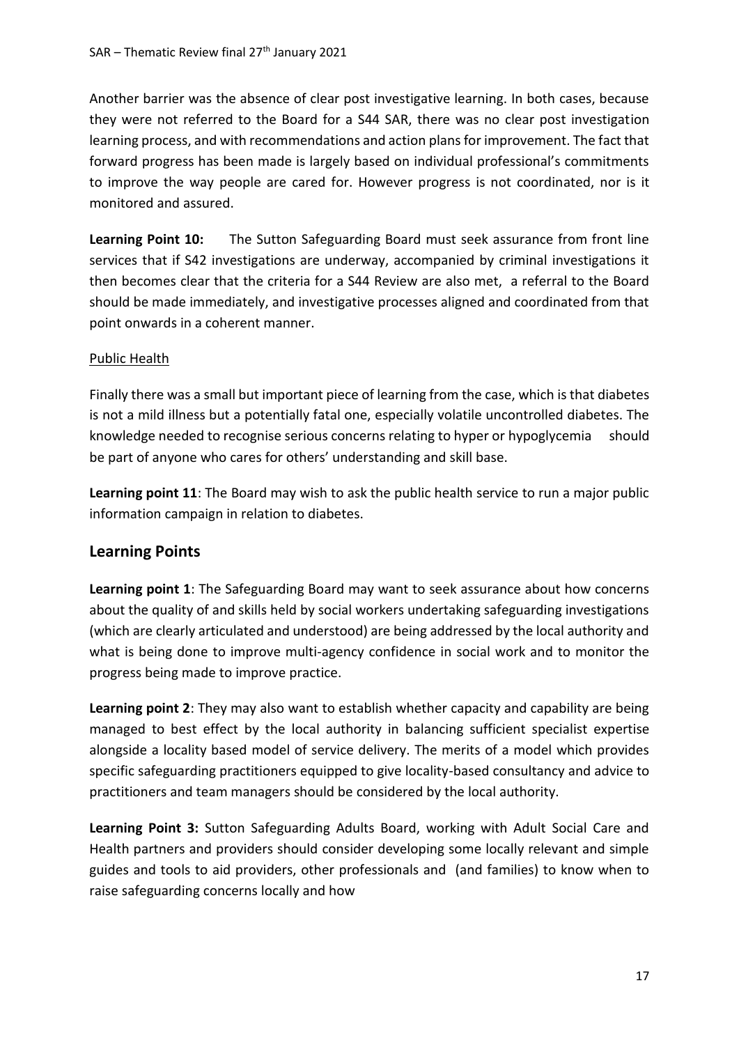Another barrier was the absence of clear post investigative learning. In both cases, because they were not referred to the Board for a S44 SAR, there was no clear post investigation learning process, and with recommendations and action plans for improvement. The fact that forward progress has been made is largely based on individual professional's commitments to improve the way people are cared for. However progress is not coordinated, nor is it monitored and assured.

**Learning Point 10:** The Sutton Safeguarding Board must seek assurance from front line services that if S42 investigations are underway, accompanied by criminal investigations it then becomes clear that the criteria for a S44 Review are also met, a referral to the Board should be made immediately, and investigative processes aligned and coordinated from that point onwards in a coherent manner.

Public Health

Finally there was a small but important piece of learning from the case, which is that diabetes is not a mild illness but a potentially fatal one, especially volatile uncontrolled diabetes. The knowledge needed to recognise serious concerns relating to hyper or hypoglycemia should be part of anyone who cares for others' understanding and skill base.

**Learning point 11**: The Board may wish to ask the public health service to run a major public information campaign in relation to diabetes.

## Learning Points

**Learning point 1**: The Safeguarding Board may want to seek assurance about how concerns about the quality of and skills held by social workers undertaking safeguarding investigations (which are clearly articulated and understood) are being addressed by the local authority and what is being done to improve multi-agency confidence in social work and to monitor the progress being made to improve practice.

**Learning point 2**: They may also want to establish whether capacity and capability are being managed to best effect by the local authority in balancing sufficient specialist expertise alongside a locality based model of service delivery. The merits of a model which provides specific safeguarding practitioners equipped to give locality-based consultancy and advice to practitioners and team managers should be considered by the local authority.

**Learning Point 3:** Sutton Safeguarding Adults Board, working with Adult Social Care and Health partners and providers should consider developing some locally relevant and simple guides and tools to aid providers, other professionals and (and families) to know when to raise safeguarding concerns locally and how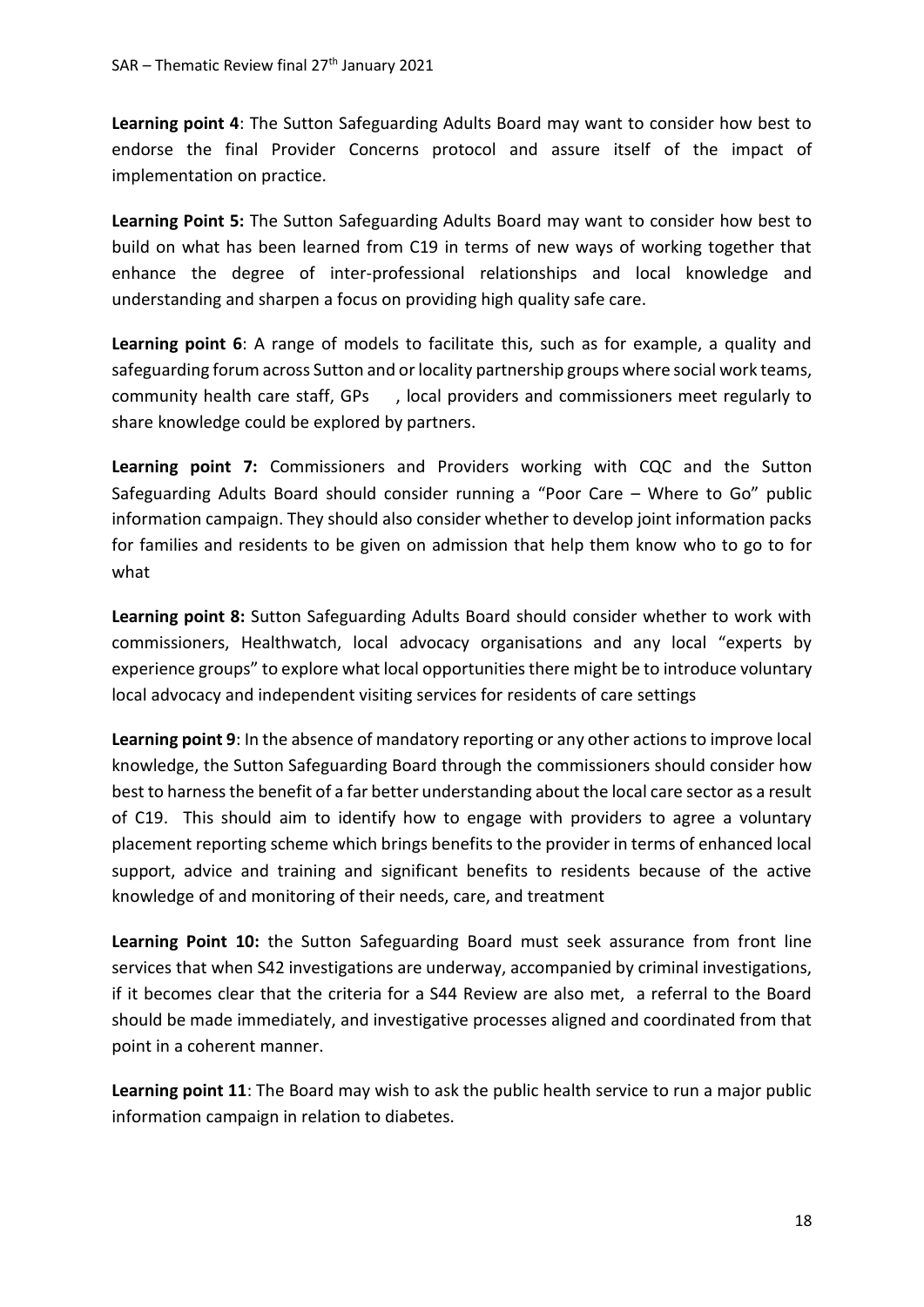**Learning point 4**: The Sutton Safeguarding Adults Board may want to consider how best to endorse the final Provider Concerns protocol and assure itself of the impact of implementation on practice.

**Learning Point 5:** The Sutton Safeguarding Adults Board may want to consider how best to build on what has been learned from C19 in terms of new ways of working together that enhance the degree of inter-professional relationships and local knowledge and understanding and sharpen a focus on providing high quality safe care.

**Learning point 6**: A range of models to facilitate this, such as for example, a quality and safeguarding forum across Sutton and or locality partnership groups where social work teams, community health care staff, GPs , local providers and commissioners meet regularly to share knowledge could be explored by partners.

**Learning point 7:** Commissioners and Providers working with CQC and the Sutton Safeguarding Adults Board should consider running a "Poor Care – Where to Go" public information campaign. They should also consider whether to develop joint information packs for families and residents to be given on admission that help them know who to go to for what

**Learning point 8:** Sutton Safeguarding Adults Board should consider whether to work with commissioners, Healthwatch, local advocacy organisations and any local "experts by experience groups" to explore what local opportunities there might be to introduce voluntary local advocacy and independent visiting services for residents of care settings

**Learning point 9**: In the absence of mandatory reporting or any other actions to improve local knowledge, the Sutton Safeguarding Board through the commissioners should consider how best to harness the benefit of a far better understanding about the local care sector as a result of C19. This should aim to identify how to engage with providers to agree a voluntary placement reporting scheme which brings benefits to the provider in terms of enhanced local support, advice and training and significant benefits to residents because of the active knowledge of and monitoring of their needs, care, and treatment

**Learning Point 10:** the Sutton Safeguarding Board must seek assurance from front line services that when S42 investigations are underway, accompanied by criminal investigations, if it becomes clear that the criteria for a S44 Review are also met, a referral to the Board should be made immediately, and investigative processes aligned and coordinated from that point in a coherent manner.

**Learning point 11**: The Board may wish to ask the public health service to run a major public information campaign in relation to diabetes.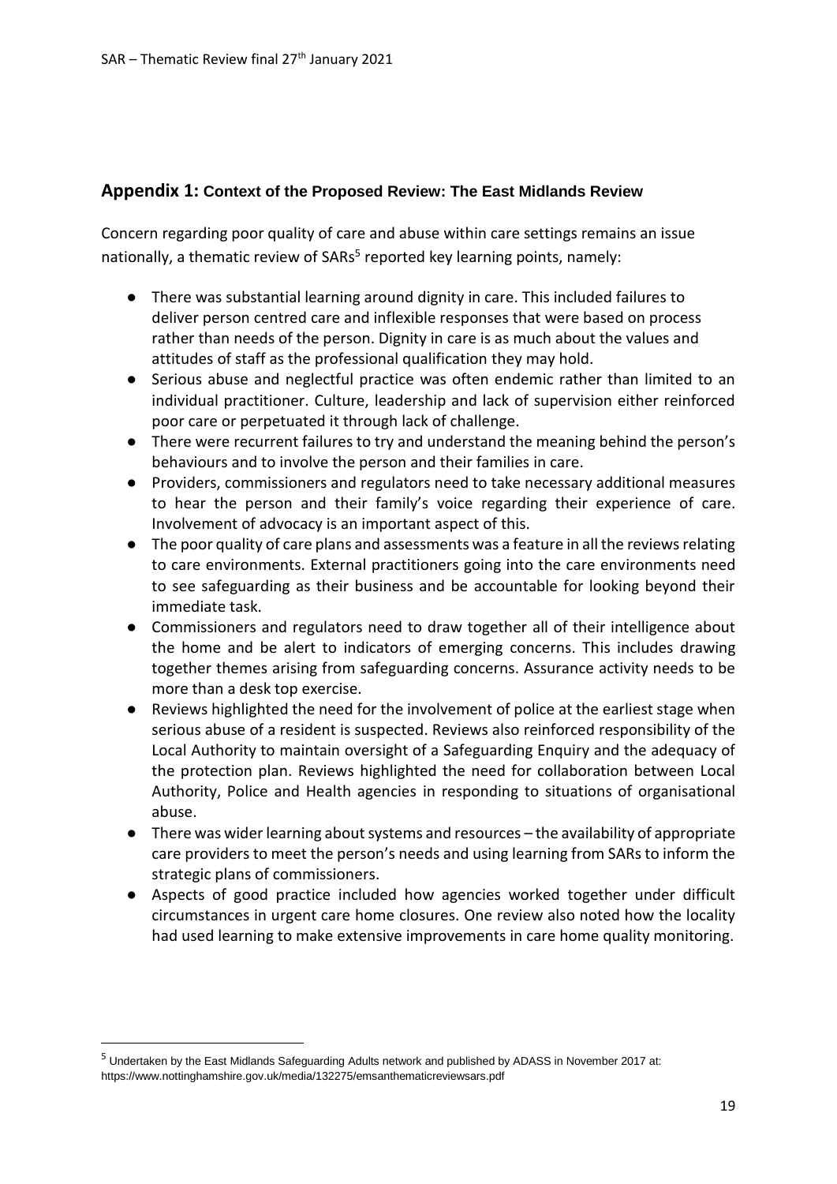## Appendix 1: Context of the Proposed Review: The East Midlands Review

Concern regarding poor quality of care and abuse within care settings remains an issue nationally, a thematic review of SARs[5] reported key learning points, namely:

- There was substantial learning around dignity in care. This included failures to deliver person centred care and inflexible responses that were based on process rather than needs of the person. Dignity in care is as much about the values and attitudes of staff as the professional qualification they may hold.
- Serious abuse and neglectful practice was often endemic rather than limited to an individual practitioner. Culture, leadership and lack of supervision either reinforced poor care or perpetuated it through lack of challenge.
- There were recurrent failures to try and understand the meaning behind the person's behaviours and to involve the person and their families in care.
- Providers, commissioners and regulators need to take necessary additional measures to hear the person and their family's voice regarding their experience of care. Involvement of advocacy is an important aspect of this.
- The poor quality of care plans and assessments was a feature in all the reviews relating to care environments. External practitioners going into the care environments need to see safeguarding as their business and be accountable for looking beyond their immediate task.
- Commissioners and regulators need to draw together all of their intelligence about the home and be alert to indicators of emerging concerns. This includes drawing together themes arising from safeguarding concerns. Assurance activity needs to be more than a desk top exercise.
- Reviews highlighted the need for the involvement of police at the earliest stage when serious abuse of a resident is suspected. Reviews also reinforced responsibility of the Local Authority to maintain oversight of a Safeguarding Enquiry and the adequacy of the protection plan. Reviews highlighted the need for collaboration between Local Authority, Police and Health agencies in responding to situations of organisational abuse.
- There was wider learning about systems and resources – the availability of appropriate care providers to meet the person's needs and using learning from SARs to inform the strategic plans of commissioners.
- Aspects of good practice included how agencies worked together under difficult circumstances in urgent care home closures. One review also noted how the locality had used learning to make extensive improvements in care home quality monitoring.

[5] Undertaken by the East Midlands Safeguarding Adults network and published by ADASS in November 2017 at: https://www.nottinghamshire.gov.uk/media/132275/emsanthematicreviewsars.pdf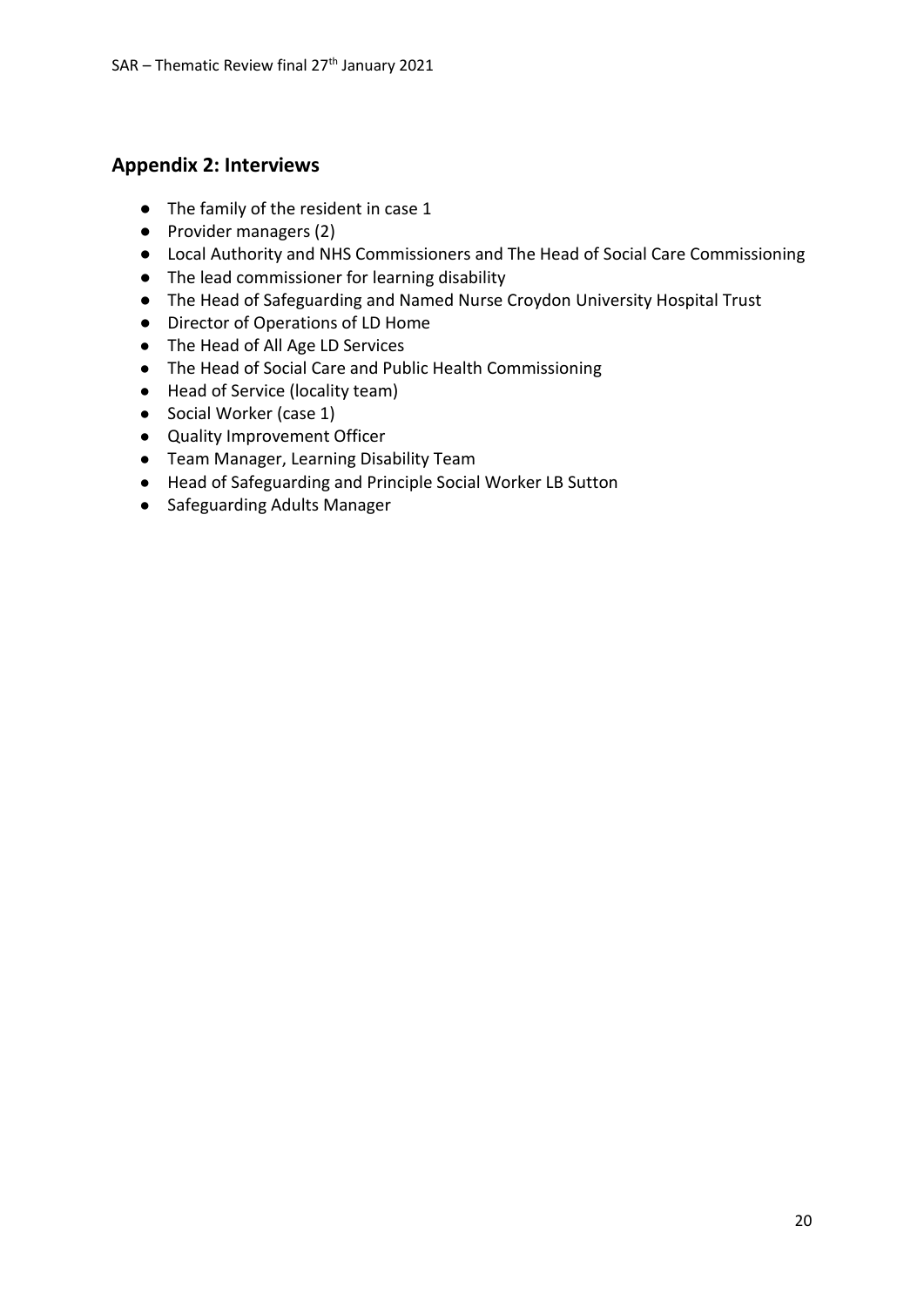## Appendix 2: Interviews

- The family of the resident in case 1
- Provider managers (2)
- Local Authority and NHS Commissioners and The Head of Social Care Commissioning
- The lead commissioner for learning disability
- The Head of Safeguarding and Named Nurse Croydon University Hospital Trust
- Director of Operations of LD Home
- The Head of All Age LD Services
- The Head of Social Care and Public Health Commissioning
- Head of Service (locality team)
- Social Worker (case 1)
- Quality Improvement Officer
- Team Manager, Learning Disability Team
- Head of Safeguarding and Principle Social Worker LB Sutton
- Safeguarding Adults Manager